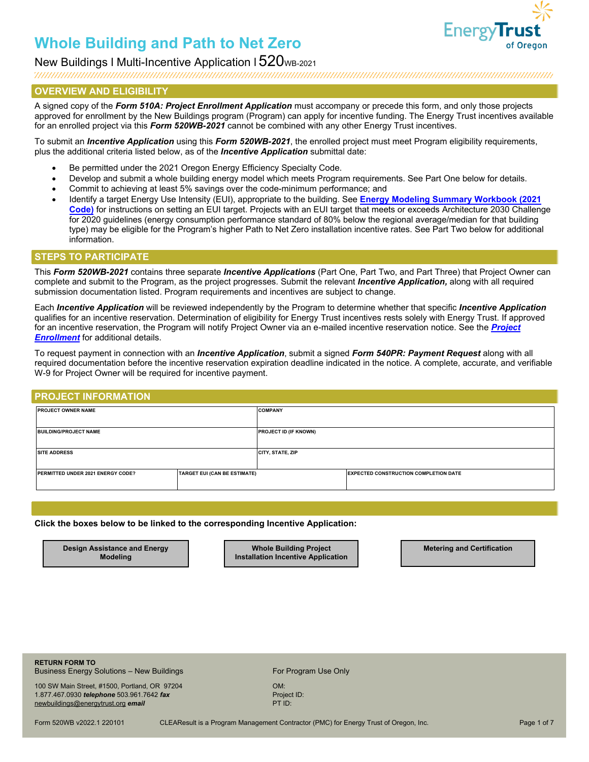# Whole Building and Path to Net Zero

New Buildings | Multi-Incentive Application | 520WB-2021

## OVERVIEW AND ELIGIBILITY

A signed copy of the ***Form 510A: Project Enrollment Application*** must accompany or precede this form, and only those projects approved for enrollment by the New Buildings program (Program) can apply for incentive funding. The Energy Trust incentives available for an enrolled project via this ***Form 520WB-2021*** cannot be combined with any other Energy Trust incentives.

To submit an ***Incentive Application*** using this ***Form 520WB-2021***, the enrolled project must meet Program eligibility requirements, plus the additional criteria listed below, as of the ***Incentive Application*** submittal date:

- Be permitted under the 2021 Oregon Energy Efficiency Specialty Code.
- Develop and submit a whole building energy model which meets Program requirements. See Part One below for details.
- Commit to achieving at least 5% savings over the code-minimum performance; and
- Identify a target Energy Use Intensity (EUI), appropriate to the building. See **Energy Modeling Summary Workbook (2021 Code)** for instructions on setting an EUI target. Projects with an EUI target that meets or exceeds Architecture 2030 Challenge for 2020 guidelines (energy consumption performance standard of 80% below the regional average/median for that building type) may be eligible for the Program's higher Path to Net Zero installation incentive rates. See Part Two below for additional information.

## STEPS TO PARTICIPATE

This ***Form 520WB-2021*** contains three separate ***Incentive Applications*** (Part One, Part Two, and Part Three) that Project Owner can complete and submit to the Program, as the project progresses. Submit the relevant ***Incentive Application,*** along with all required submission documentation listed. Program requirements and incentives are subject to change.

Each ***Incentive Application*** will be reviewed independently by the Program to determine whether that specific ***Incentive Application*** qualifies for an incentive reservation. Determination of eligibility for Energy Trust incentives rests solely with Energy Trust. If approved for an incentive reservation, the Program will notify Project Owner via an e-mailed incentive reservation notice. See the ***Project Enrollment*** for additional details.

To request payment in connection with an ***Incentive Application***, submit a signed ***Form 540PR: Payment Request*** along with all required documentation before the incentive reservation expiration deadline indicated in the notice. A complete, accurate, and verifiable W-9 for Project Owner will be required for incentive payment.

## PROJECT INFORMATION

| PROJECT OWNER NAME | | COMPANY |
|---|---|---|
| BUILDING/PROJECT NAME | | PROJECT ID (IF KNOWN) |
| SITE ADDRESS | | CITY, STATE, ZIP |
| PERMITTED UNDER 2021 ENERGY CODE? | TARGET EUI (CAN BE ESTIMATE) | EXPECTED CONSTRUCTION COMPLETION DATE |

**Click the boxes below to be linked to the corresponding Incentive Application:**

| Design Assistance and Energy Modeling | Whole Building Project Installation Incentive Application | Metering and Certification |
|---|---|---|

**RETURN FORM TO**
Business Energy Solutions – New Buildings

100 SW Main Street, #1500, Portland, OR 97204
1.877.467.0930 ***telephone*** 503.961.7642 ***fax***
newbuildings@energytrust.org ***email***

For Program Use Only

OM:
Project ID:
PT ID:

Form 520WB v2022.1 220101 CLEAResult is a Program Management Contractor (PMC) for Energy Trust of Oregon, Inc.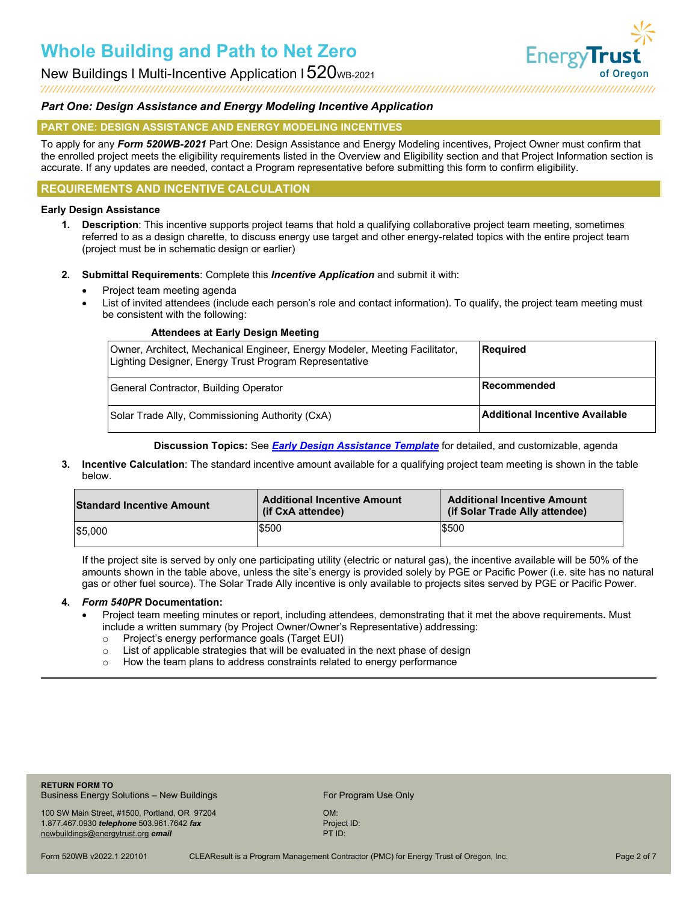# Whole Building and Path to Net Zero

New Buildings I Multi-Incentive Application I 520WB-2021

***Part One: Design Assistance and Energy Modeling Incentive Application***

## PART ONE: DESIGN ASSISTANCE AND ENERGY MODELING INCENTIVES

To apply for any ***Form 520WB-2021*** Part One: Design Assistance and Energy Modeling incentives, Project Owner must confirm that the enrolled project meets the eligibility requirements listed in the Overview and Eligibility section and that Project Information section is accurate. If any updates are needed, contact a Program representative before submitting this form to confirm eligibility.

## REQUIREMENTS AND INCENTIVE CALCULATION

### Early Design Assistance

1. **Description**: This incentive supports project teams that hold a qualifying collaborative project team meeting, sometimes referred to as a design charette, to discuss energy use target and other energy-related topics with the entire project team (project must be in schematic design or earlier)

2. **Submittal Requirements**: Complete this ***Incentive Application*** and submit it with:
   - Project team meeting agenda
   - List of invited attendees (include each person's role and contact information). To qualify, the project team meeting must be consistent with the following:

   **Attendees at Early Design Meeting**

   | Attendees | Status |
   |---|---|
   | Owner, Architect, Mechanical Engineer, Energy Modeler, Meeting Facilitator, Lighting Designer, Energy Trust Program Representative | **Required** |
   | General Contractor, Building Operator | **Recommended** |
   | Solar Trade Ally, Commissioning Authority (CxA) | **Additional Incentive Available** |

   **Discussion Topics:** See ***Early Design Assistance Template*** for detailed, and customizable, agenda

3. **Incentive Calculation**: The standard incentive amount available for a qualifying project team meeting is shown in the table below.

   | Standard Incentive Amount | Additional Incentive Amount (if CxA attendee) | Additional Incentive Amount (if Solar Trade Ally attendee) |
   |---|---|---|
   | $5,000 | $500 | $500 |

   If the project site is served by only one participating utility (electric or natural gas), the incentive available will be 50% of the amounts shown in the table above, unless the site's energy is provided solely by PGE or Pacific Power (i.e. site has no natural gas or other fuel source). The Solar Trade Ally incentive is only available to projects sites served by PGE or Pacific Power.

4. ***Form 540PR*** **Documentation:**
   - Project team meeting minutes or report, including attendees, demonstrating that it met the above requirements**.** Must include a written summary (by Project Owner/Owner's Representative) addressing:
     - Project's energy performance goals (Target EUI)
     - List of applicable strategies that will be evaluated in the next phase of design
     - How the team plans to address constraints related to energy performance

**RETURN FORM TO**
Business Energy Solutions – New Buildings

100 SW Main Street, #1500, Portland, OR 97204
1.877.467.0930 ***telephone*** 503.961.7642 ***fax***
newbuildings@energytrust.org ***email***

For Program Use Only

OM:
Project ID:
PT ID:

Form 520WB v2022.1 220101 — CLEAResult is a Program Management Contractor (PMC) for Energy Trust of Oregon, Inc.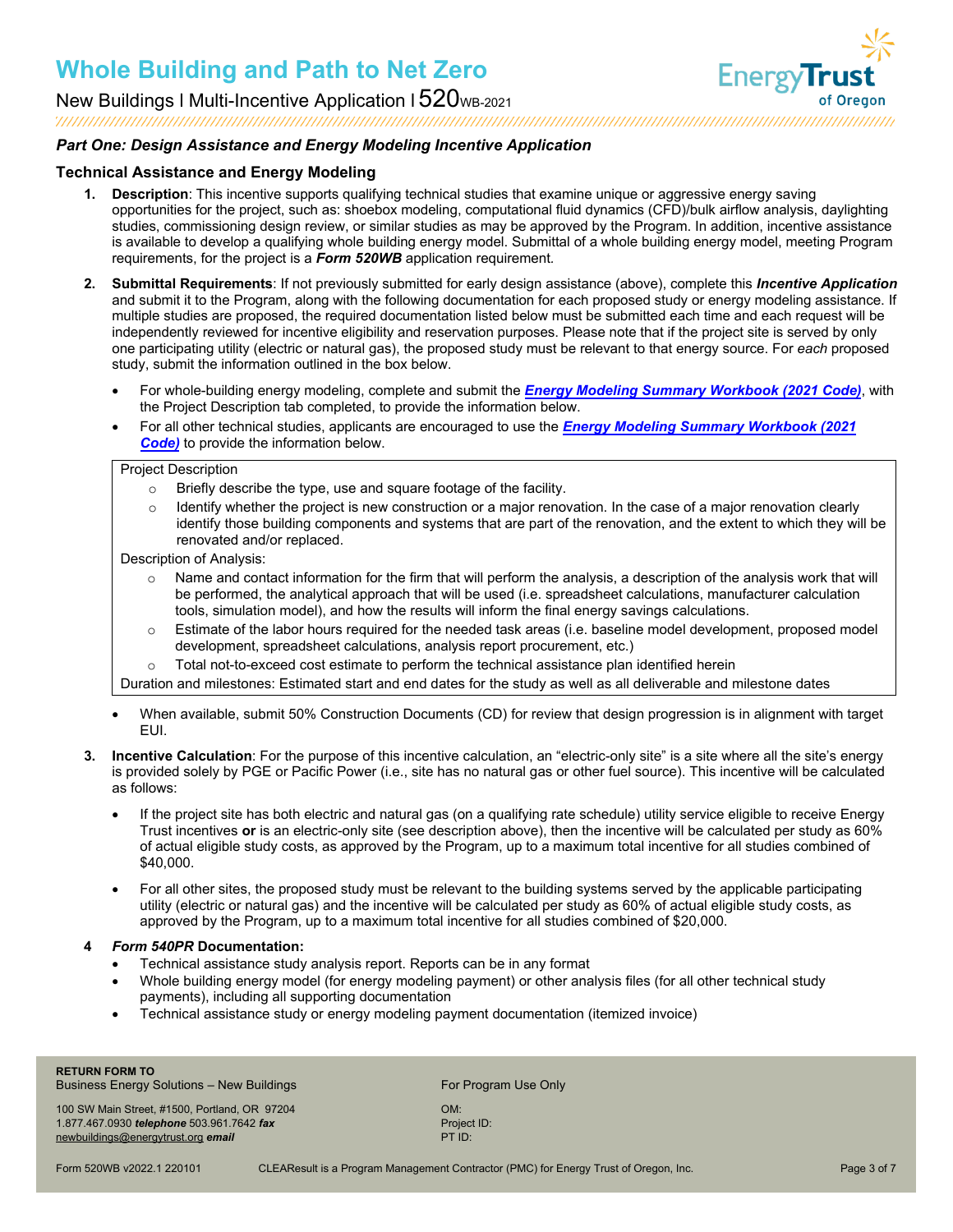## Part One: Design Assistance and Energy Modeling Incentive Application

### Technical Assistance and Energy Modeling

1. **Description**: This incentive supports qualifying technical studies that examine unique or aggressive energy saving opportunities for the project, such as: shoebox modeling, computational fluid dynamics (CFD)/bulk airflow analysis, daylighting studies, commissioning design review, or similar studies as may be approved by the Program. In addition, incentive assistance is available to develop a qualifying whole building energy model. Submittal of a whole building energy model, meeting Program requirements, for the project is a ***Form 520WB*** application requirement.

2. **Submittal Requirements**: If not previously submitted for early design assistance (above), complete this ***Incentive Application*** and submit it to the Program, along with the following documentation for each proposed study or energy modeling assistance. If multiple studies are proposed, the required documentation listed below must be submitted each time and each request will be independently reviewed for incentive eligibility and reservation purposes. Please note that if the project site is served by only one participating utility (electric or natural gas), the proposed study must be relevant to that energy source. For *each* proposed study, submit the information outlined in the box below.

   - For whole-building energy modeling, complete and submit the ***Energy Modeling Summary Workbook (2021 Code)***, with the Project Description tab completed, to provide the information below.
   - For all other technical studies, applicants are encouraged to use the ***Energy Modeling Summary Workbook (2021 Code)*** to provide the information below.

   Project Description
   - Briefly describe the type, use and square footage of the facility.
   - Identify whether the project is new construction or a major renovation. In the case of a major renovation clearly identify those building components and systems that are part of the renovation, and the extent to which they will be renovated and/or replaced.

   Description of Analysis:
   - Name and contact information for the firm that will perform the analysis, a description of the analysis work that will be performed, the analytical approach that will be used (i.e. spreadsheet calculations, manufacturer calculation tools, simulation model), and how the results will inform the final energy savings calculations.
   - Estimate of the labor hours required for the needed task areas (i.e. baseline model development, proposed model development, spreadsheet calculations, analysis report procurement, etc.)
   - Total not-to-exceed cost estimate to perform the technical assistance plan identified herein

   Duration and milestones: Estimated start and end dates for the study as well as all deliverable and milestone dates

   - When available, submit 50% Construction Documents (CD) for review that design progression is in alignment with target EUI.

3. **Incentive Calculation**: For the purpose of this incentive calculation, an "electric-only site" is a site where all the site's energy is provided solely by PGE or Pacific Power (i.e., site has no natural gas or other fuel source). This incentive will be calculated as follows:

   - If the project site has both electric and natural gas (on a qualifying rate schedule) utility service eligible to receive Energy Trust incentives **or** is an electric-only site (see description above), then the incentive will be calculated per study as 60% of actual eligible study costs, as approved by the Program, up to a maximum total incentive for all studies combined of $40,000.
   - For all other sites, the proposed study must be relevant to the building systems served by the applicable participating utility (electric or natural gas) and the incentive will be calculated per study as 60% of actual eligible study costs, as approved by the Program, up to a maximum total incentive for all studies combined of $20,000.

4. ***Form 540PR*** **Documentation:**
   - Technical assistance study analysis report. Reports can be in any format
   - Whole building energy model (for energy modeling payment) or other analysis files (for all other technical study payments), including all supporting documentation
   - Technical assistance study or energy modeling payment documentation (itemized invoice)

**RETURN FORM TO**
Business Energy Solutions – New Buildings

100 SW Main Street, #1500, Portland, OR 97204
1.877.467.0930 ***telephone*** 503.961.7642 ***fax***
newbuildings@energytrust.org ***email***

For Program Use Only

OM:
Project ID:
PT ID: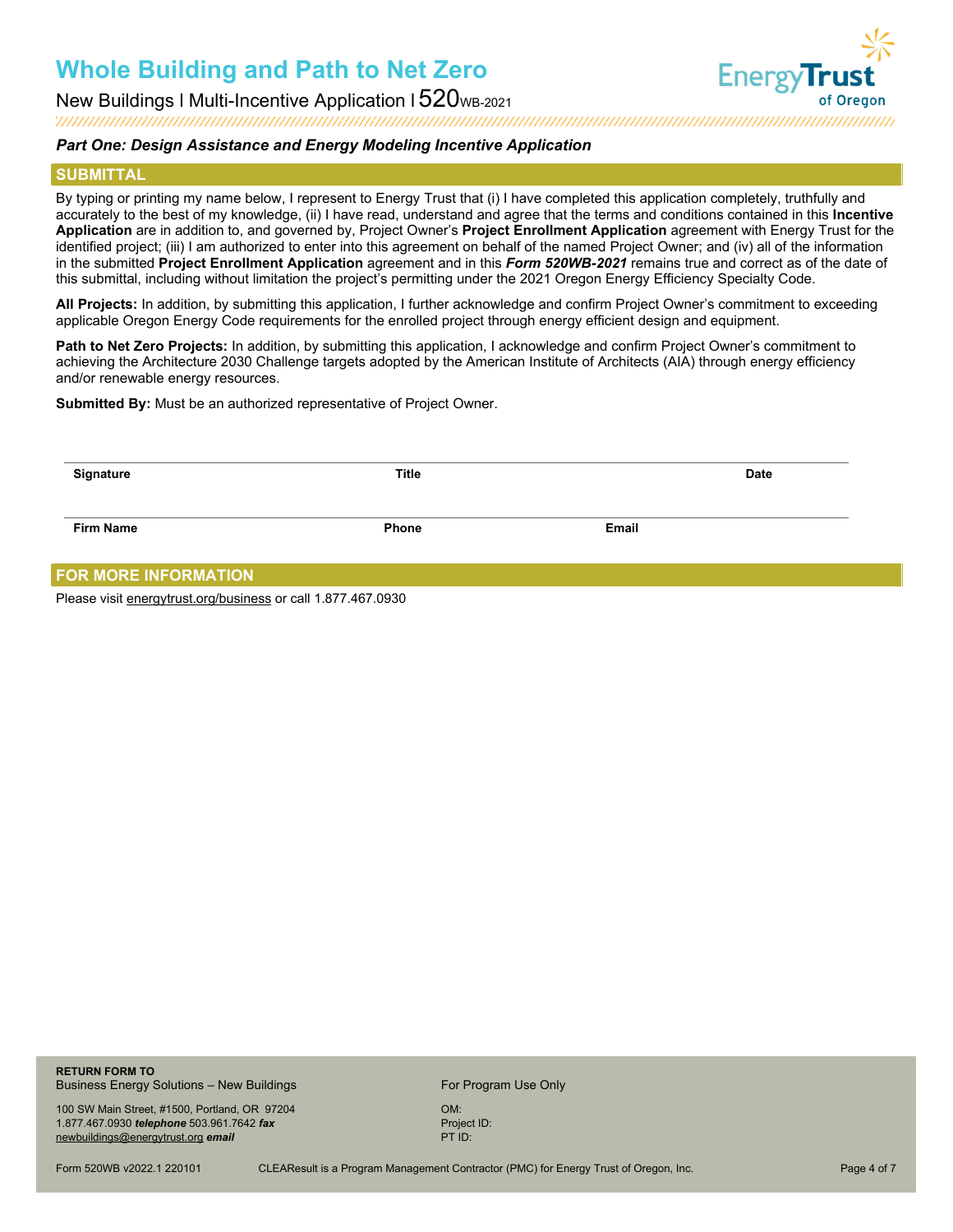# Whole Building and Path to Net Zero

New Buildings | Multi-Incentive Application | 520WB-2021

### *Part One: Design Assistance and Energy Modeling Incentive Application*

## SUBMITTAL

By typing or printing my name below, I represent to Energy Trust that (i) I have completed this application completely, truthfully and accurately to the best of my knowledge, (ii) I have read, understand and agree that the terms and conditions contained in this **Incentive Application** are in addition to, and governed by, Project Owner's **Project Enrollment Application** agreement with Energy Trust for the identified project; (iii) I am authorized to enter into this agreement on behalf of the named Project Owner; and (iv) all of the information in the submitted **Project Enrollment Application** agreement and in this ***Form 520WB-2021*** remains true and correct as of the date of this submittal, including without limitation the project's permitting under the 2021 Oregon Energy Efficiency Specialty Code.

**All Projects:** In addition, by submitting this application, I further acknowledge and confirm Project Owner's commitment to exceeding applicable Oregon Energy Code requirements for the enrolled project through energy efficient design and equipment.

**Path to Net Zero Projects:** In addition, by submitting this application, I acknowledge and confirm Project Owner's commitment to achieving the Architecture 2030 Challenge targets adopted by the American Institute of Architects (AIA) through energy efficiency and/or renewable energy resources.

**Submitted By:** Must be an authorized representative of Project Owner.

| Signature | Title | | Date |
|---|---|---|---|
| | | | |
| **Firm Name** | **Phone** | **Email** | |
| | | | |

## FOR MORE INFORMATION

Please visit energytrust.org/business or call 1.877.467.0930

**RETURN FORM TO**
Business Energy Solutions – New Buildings

100 SW Main Street, #1500, Portland, OR 97204
1.877.467.0930 ***telephone*** 503.961.7642 ***fax***
newbuildings@energytrust.org ***email***

For Program Use Only

OM:
Project ID:
PT ID:

Form 520WB v2022.1 220101 CLEAResult is a Program Management Contractor (PMC) for Energy Trust of Oregon, Inc.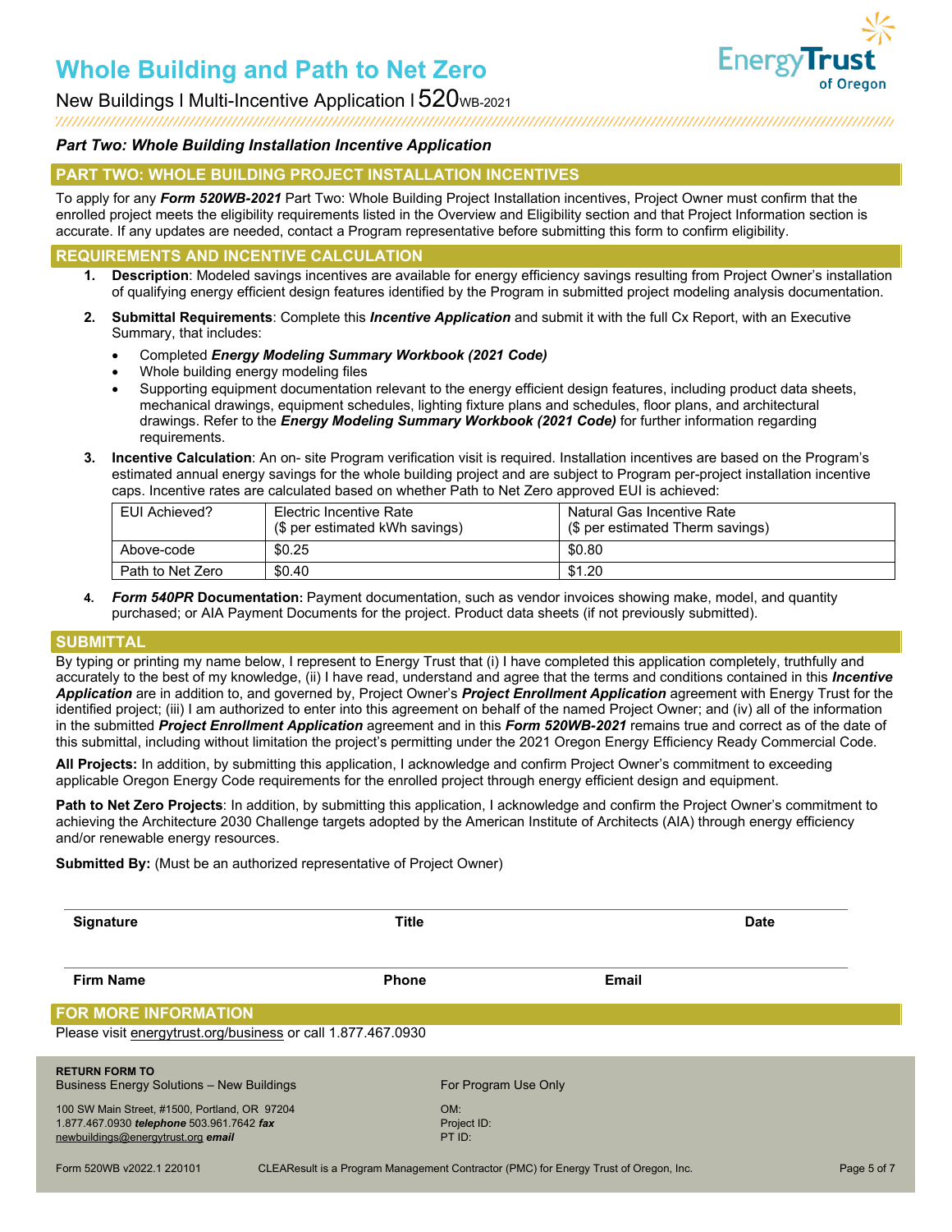# Whole Building and Path to Net Zero

New Buildings | Multi-Incentive Application | 520WB-2021

***Part Two: Whole Building Installation Incentive Application***

## PART TWO: WHOLE BUILDING PROJECT INSTALLATION INCENTIVES

To apply for any ***Form 520WB-2021*** Part Two: Whole Building Project Installation incentives, Project Owner must confirm that the enrolled project meets the eligibility requirements listed in the Overview and Eligibility section and that Project Information section is accurate. If any updates are needed, contact a Program representative before submitting this form to confirm eligibility.

## REQUIREMENTS AND INCENTIVE CALCULATION

1. **Description**: Modeled savings incentives are available for energy efficiency savings resulting from Project Owner's installation of qualifying energy efficient design features identified by the Program in submitted project modeling analysis documentation.
2. **Submittal Requirements**: Complete this ***Incentive Application*** and submit it with the full Cx Report, with an Executive Summary, that includes:
   - Completed ***Energy Modeling Summary Workbook (2021 Code)***
   - Whole building energy modeling files
   - Supporting equipment documentation relevant to the energy efficient design features, including product data sheets, mechanical drawings, equipment schedules, lighting fixture plans and schedules, floor plans, and architectural drawings. Refer to the ***Energy Modeling Summary Workbook (2021 Code)*** for further information regarding requirements.
3. **Incentive Calculation**: An on- site Program verification visit is required. Installation incentives are based on the Program's estimated annual energy savings for the whole building project and are subject to Program per-project installation incentive caps. Incentive rates are calculated based on whether Path to Net Zero approved EUI is achieved:

| EUI Achieved? | Electric Incentive Rate ($ per estimated kWh savings) | Natural Gas Incentive Rate ($ per estimated Therm savings) |
|---|---|---|
| Above-code | $0.25 | $0.80 |
| Path to Net Zero | $0.40 | $1.20 |

4. ***Form 540PR*** **Documentation:** Payment documentation, such as vendor invoices showing make, model, and quantity purchased; or AIA Payment Documents for the project. Product data sheets (if not previously submitted).

## SUBMITTAL

By typing or printing my name below, I represent to Energy Trust that (i) I have completed this application completely, truthfully and accurately to the best of my knowledge, (ii) I have read, understand and agree that the terms and conditions contained in this ***Incentive Application*** are in addition to, and governed by, Project Owner's ***Project Enrollment Application*** agreement with Energy Trust for the identified project; (iii) I am authorized to enter into this agreement on behalf of the named Project Owner; and (iv) all of the information in the submitted ***Project Enrollment Application*** agreement and in this ***Form 520WB-2021*** remains true and correct as of the date of this submittal, including without limitation the project's permitting under the 2021 Oregon Energy Efficiency Ready Commercial Code.

**All Projects:** In addition, by submitting this application, I acknowledge and confirm Project Owner's commitment to exceeding applicable Oregon Energy Code requirements for the enrolled project through energy efficient design and equipment.

**Path to Net Zero Projects**: In addition, by submitting this application, I acknowledge and confirm the Project Owner's commitment to achieving the Architecture 2030 Challenge targets adopted by the American Institute of Architects (AIA) through energy efficiency and/or renewable energy resources.

**Submitted By:** (Must be an authorized representative of Project Owner)

| **Signature** | **Title** | **Date** |
|---|---|---|
| | | |

| **Firm Name** | **Phone** | **Email** |
|---|---|---|
| | | |

## FOR MORE INFORMATION

Please visit energytrust.org/business or call 1.877.467.0930

**RETURN FORM TO**
Business Energy Solutions – New Buildings

100 SW Main Street, #1500, Portland, OR 97204
1.877.467.0930 ***telephone*** 503.961.7642 ***fax***
newbuildings@energytrust.org ***email***

For Program Use Only

OM:
Project ID:
PT ID:

Form 520WB v2022.1 220101 CLEAResult is a Program Management Contractor (PMC) for Energy Trust of Oregon, Inc.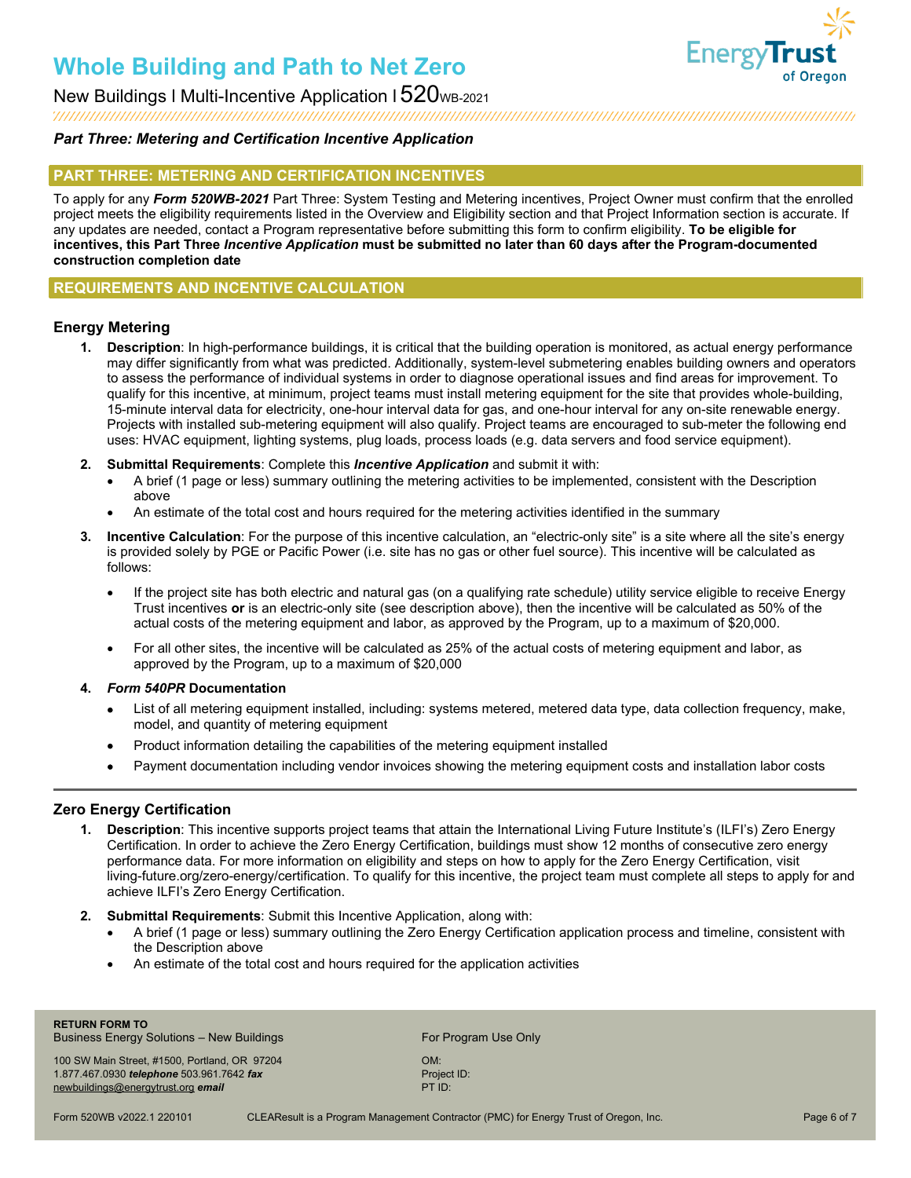## Part Three: Metering and Certification Incentive Application

### PART THREE: METERING AND CERTIFICATION INCENTIVES

To apply for any ***Form 520WB-2021*** Part Three: System Testing and Metering incentives, Project Owner must confirm that the enrolled project meets the eligibility requirements listed in the Overview and Eligibility section and that Project Information section is accurate. If any updates are needed, contact a Program representative before submitting this form to confirm eligibility. **To be eligible for incentives, this Part Three *Incentive Application* must be submitted no later than 60 days after the Program-documented construction completion date**

### REQUIREMENTS AND INCENTIVE CALCULATION

#### Energy Metering

1. **Description**: In high-performance buildings, it is critical that the building operation is monitored, as actual energy performance may differ significantly from what was predicted. Additionally, system-level submetering enables building owners and operators to assess the performance of individual systems in order to diagnose operational issues and find areas for improvement. To qualify for this incentive, at minimum, project teams must install metering equipment for the site that provides whole-building, 15-minute interval data for electricity, one-hour interval data for gas, and one-hour interval for any on-site renewable energy. Projects with installed sub-metering equipment will also qualify. Project teams are encouraged to sub-meter the following end uses: HVAC equipment, lighting systems, plug loads, process loads (e.g. data servers and food service equipment).
2. **Submittal Requirements**: Complete this ***Incentive Application*** and submit it with:
   - A brief (1 page or less) summary outlining the metering activities to be implemented, consistent with the Description above
   - An estimate of the total cost and hours required for the metering activities identified in the summary
3. **Incentive Calculation**: For the purpose of this incentive calculation, an "electric-only site" is a site where all the site's energy is provided solely by PGE or Pacific Power (i.e. site has no gas or other fuel source). This incentive will be calculated as follows:
   - If the project site has both electric and natural gas (on a qualifying rate schedule) utility service eligible to receive Energy Trust incentives **or** is an electric-only site (see description above), then the incentive will be calculated as 50% of the actual costs of the metering equipment and labor, as approved by the Program, up to a maximum of $20,000.
   - For all other sites, the incentive will be calculated as 25% of the actual costs of metering equipment and labor, as approved by the Program, up to a maximum of $20,000
4. ***Form 540PR* Documentation**
   - List of all metering equipment installed, including: systems metered, metered data type, data collection frequency, make, model, and quantity of metering equipment
   - Product information detailing the capabilities of the metering equipment installed
   - Payment documentation including vendor invoices showing the metering equipment costs and installation labor costs

---

#### Zero Energy Certification

1. **Description**: This incentive supports project teams that attain the International Living Future Institute's (ILFI's) Zero Energy Certification. In order to achieve the Zero Energy Certification, buildings must show 12 months of consecutive zero energy performance data. For more information on eligibility and steps on how to apply for the Zero Energy Certification, visit living-future.org/zero-energy/certification. To qualify for this incentive, the project team must complete all steps to apply for and achieve ILFI's Zero Energy Certification.
2. **Submittal Requirements**: Submit this Incentive Application, along with:
   - A brief (1 page or less) summary outlining the Zero Energy Certification application process and timeline, consistent with the Description above
   - An estimate of the total cost and hours required for the application activities

**RETURN FORM TO**
Business Energy Solutions – New Buildings

100 SW Main Street, #1500, Portland, OR 97204
1.877.467.0930 ***telephone*** 503.961.7642 ***fax***
newbuildings@energytrust.org ***email***

For Program Use Only

OM:
Project ID:
PT ID: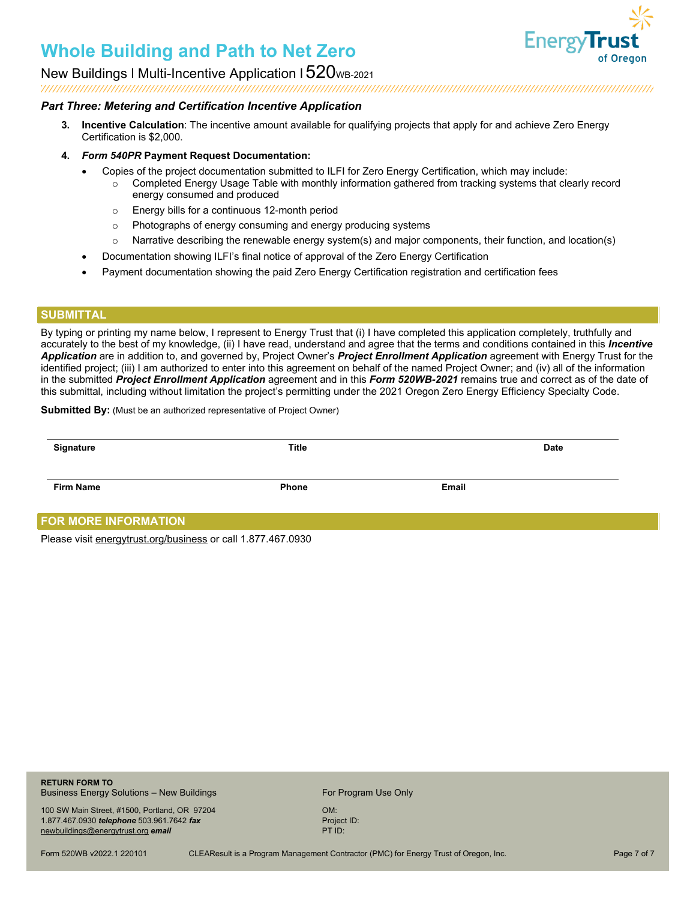## Part Three: Metering and Certification Incentive Application

3. **Incentive Calculation**: The incentive amount available for qualifying projects that apply for and achieve Zero Energy Certification is $2,000.

4. ***Form 540PR* Payment Request Documentation:**
   - Copies of the project documentation submitted to ILFI for Zero Energy Certification, which may include:
     - Completed Energy Usage Table with monthly information gathered from tracking systems that clearly record energy consumed and produced
     - Energy bills for a continuous 12-month period
     - Photographs of energy consuming and energy producing systems
     - Narrative describing the renewable energy system(s) and major components, their function, and location(s)
   - Documentation showing ILFI's final notice of approval of the Zero Energy Certification
   - Payment documentation showing the paid Zero Energy Certification registration and certification fees

## SUBMITTAL

By typing or printing my name below, I represent to Energy Trust that (i) I have completed this application completely, truthfully and accurately to the best of my knowledge, (ii) I have read, understand and agree that the terms and conditions contained in this ***Incentive Application*** are in addition to, and governed by, Project Owner's ***Project Enrollment Application*** agreement with Energy Trust for the identified project; (iii) I am authorized to enter into this agreement on behalf of the named Project Owner; and (iv) all of the information in the submitted ***Project Enrollment Application*** agreement and in this ***Form 520WB-2021*** remains true and correct as of the date of this submittal, including without limitation the project's permitting under the 2021 Oregon Zero Energy Efficiency Specialty Code.

**Submitted By:** (Must be an authorized representative of Project Owner)

| | | |
|---|---|---|
| **Signature** | **Title** | **Date** |
| **Firm Name** | **Phone** | **Email** |

## FOR MORE INFORMATION

Please visit energytrust.org/business or call 1.877.467.0930

**RETURN FORM TO**
Business Energy Solutions – New Buildings

100 SW Main Street, #1500, Portland, OR 97204
1.877.467.0930 ***telephone*** 503.961.7642 ***fax***
newbuildings@energytrust.org ***email***

For Program Use Only

OM:
Project ID:
PT ID:

Form 520WB v2022.1 220101 CLEAResult is a Program Management Contractor (PMC) for Energy Trust of Oregon, Inc.